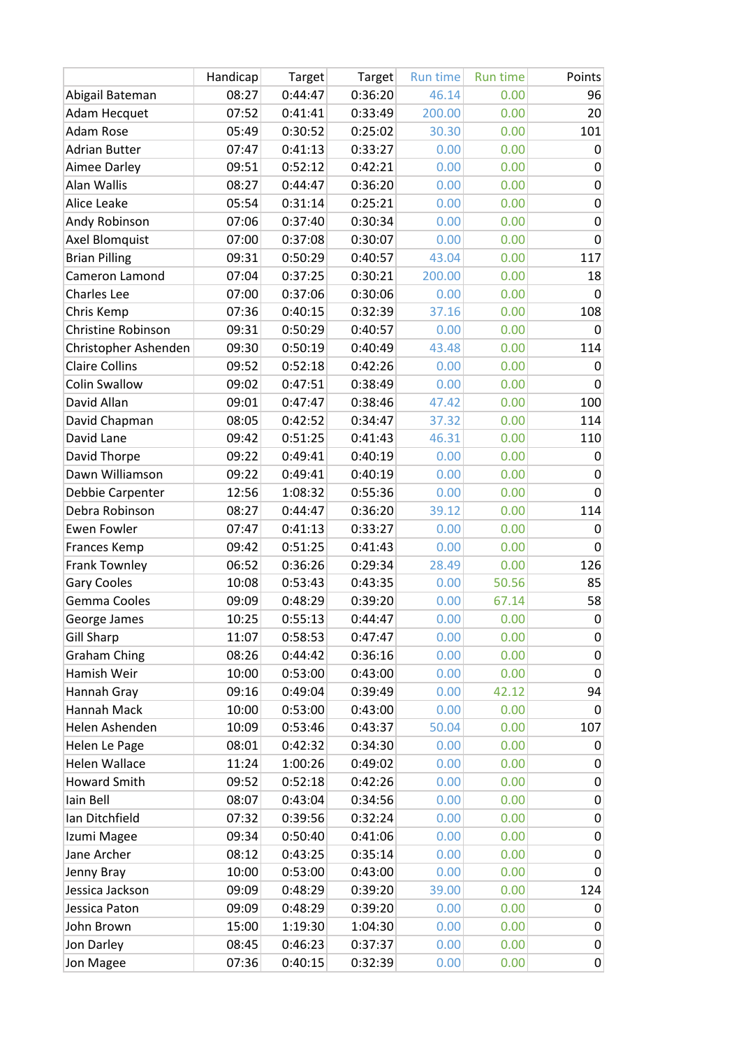| | Handicap | Target | Target | Run time | Run time | Points |
|---|---|---|---|---|---|---|
| Abigail Bateman | 08:27 | 0:44:47 | 0:36:20 | 46.14 | 0.00 | 96 |
| Adam Hecquet | 07:52 | 0:41:41 | 0:33:49 | 200.00 | 0.00 | 20 |
| Adam Rose | 05:49 | 0:30:52 | 0:25:02 | 30.30 | 0.00 | 101 |
| Adrian Butter | 07:47 | 0:41:13 | 0:33:27 | 0.00 | 0.00 | 0 |
| Aimee Darley | 09:51 | 0:52:12 | 0:42:21 | 0.00 | 0.00 | 0 |
| Alan Wallis | 08:27 | 0:44:47 | 0:36:20 | 0.00 | 0.00 | 0 |
| Alice Leake | 05:54 | 0:31:14 | 0:25:21 | 0.00 | 0.00 | 0 |
| Andy Robinson | 07:06 | 0:37:40 | 0:30:34 | 0.00 | 0.00 | 0 |
| Axel Blomquist | 07:00 | 0:37:08 | 0:30:07 | 0.00 | 0.00 | 0 |
| Brian Pilling | 09:31 | 0:50:29 | 0:40:57 | 43.04 | 0.00 | 117 |
| Cameron Lamond | 07:04 | 0:37:25 | 0:30:21 | 200.00 | 0.00 | 18 |
| Charles Lee | 07:00 | 0:37:06 | 0:30:06 | 0.00 | 0.00 | 0 |
| Chris Kemp | 07:36 | 0:40:15 | 0:32:39 | 37.16 | 0.00 | 108 |
| Christine Robinson | 09:31 | 0:50:29 | 0:40:57 | 0.00 | 0.00 | 0 |
| Christopher Ashenden | 09:30 | 0:50:19 | 0:40:49 | 43.48 | 0.00 | 114 |
| Claire Collins | 09:52 | 0:52:18 | 0:42:26 | 0.00 | 0.00 | 0 |
| Colin Swallow | 09:02 | 0:47:51 | 0:38:49 | 0.00 | 0.00 | 0 |
| David Allan | 09:01 | 0:47:47 | 0:38:46 | 47.42 | 0.00 | 100 |
| David Chapman | 08:05 | 0:42:52 | 0:34:47 | 37.32 | 0.00 | 114 |
| David Lane | 09:42 | 0:51:25 | 0:41:43 | 46.31 | 0.00 | 110 |
| David Thorpe | 09:22 | 0:49:41 | 0:40:19 | 0.00 | 0.00 | 0 |
| Dawn Williamson | 09:22 | 0:49:41 | 0:40:19 | 0.00 | 0.00 | 0 |
| Debbie Carpenter | 12:56 | 1:08:32 | 0:55:36 | 0.00 | 0.00 | 0 |
| Debra Robinson | 08:27 | 0:44:47 | 0:36:20 | 39.12 | 0.00 | 114 |
| Ewen Fowler | 07:47 | 0:41:13 | 0:33:27 | 0.00 | 0.00 | 0 |
| Frances Kemp | 09:42 | 0:51:25 | 0:41:43 | 0.00 | 0.00 | 0 |
| Frank Townley | 06:52 | 0:36:26 | 0:29:34 | 28.49 | 0.00 | 126 |
| Gary Cooles | 10:08 | 0:53:43 | 0:43:35 | 0.00 | 50.56 | 85 |
| Gemma Cooles | 09:09 | 0:48:29 | 0:39:20 | 0.00 | 67.14 | 58 |
| George James | 10:25 | 0:55:13 | 0:44:47 | 0.00 | 0.00 | 0 |
| Gill Sharp | 11:07 | 0:58:53 | 0:47:47 | 0.00 | 0.00 | 0 |
| Graham Ching | 08:26 | 0:44:42 | 0:36:16 | 0.00 | 0.00 | 0 |
| Hamish Weir | 10:00 | 0:53:00 | 0:43:00 | 0.00 | 0.00 | 0 |
| Hannah Gray | 09:16 | 0:49:04 | 0:39:49 | 0.00 | 42.12 | 94 |
| Hannah Mack | 10:00 | 0:53:00 | 0:43:00 | 0.00 | 0.00 | 0 |
| Helen Ashenden | 10:09 | 0:53:46 | 0:43:37 | 50.04 | 0.00 | 107 |
| Helen Le Page | 08:01 | 0:42:32 | 0:34:30 | 0.00 | 0.00 | 0 |
| Helen Wallace | 11:24 | 1:00:26 | 0:49:02 | 0.00 | 0.00 | 0 |
| Howard Smith | 09:52 | 0:52:18 | 0:42:26 | 0.00 | 0.00 | 0 |
| Iain Bell | 08:07 | 0:43:04 | 0:34:56 | 0.00 | 0.00 | 0 |
| Ian Ditchfield | 07:32 | 0:39:56 | 0:32:24 | 0.00 | 0.00 | 0 |
| Izumi Magee | 09:34 | 0:50:40 | 0:41:06 | 0.00 | 0.00 | 0 |
| Jane Archer | 08:12 | 0:43:25 | 0:35:14 | 0.00 | 0.00 | 0 |
| Jenny Bray | 10:00 | 0:53:00 | 0:43:00 | 0.00 | 0.00 | 0 |
| Jessica Jackson | 09:09 | 0:48:29 | 0:39:20 | 39.00 | 0.00 | 124 |
| Jessica Paton | 09:09 | 0:48:29 | 0:39:20 | 0.00 | 0.00 | 0 |
| John Brown | 15:00 | 1:19:30 | 1:04:30 | 0.00 | 0.00 | 0 |
| Jon Darley | 08:45 | 0:46:23 | 0:37:37 | 0.00 | 0.00 | 0 |
| Jon Magee | 07:36 | 0:40:15 | 0:32:39 | 0.00 | 0.00 | 0 |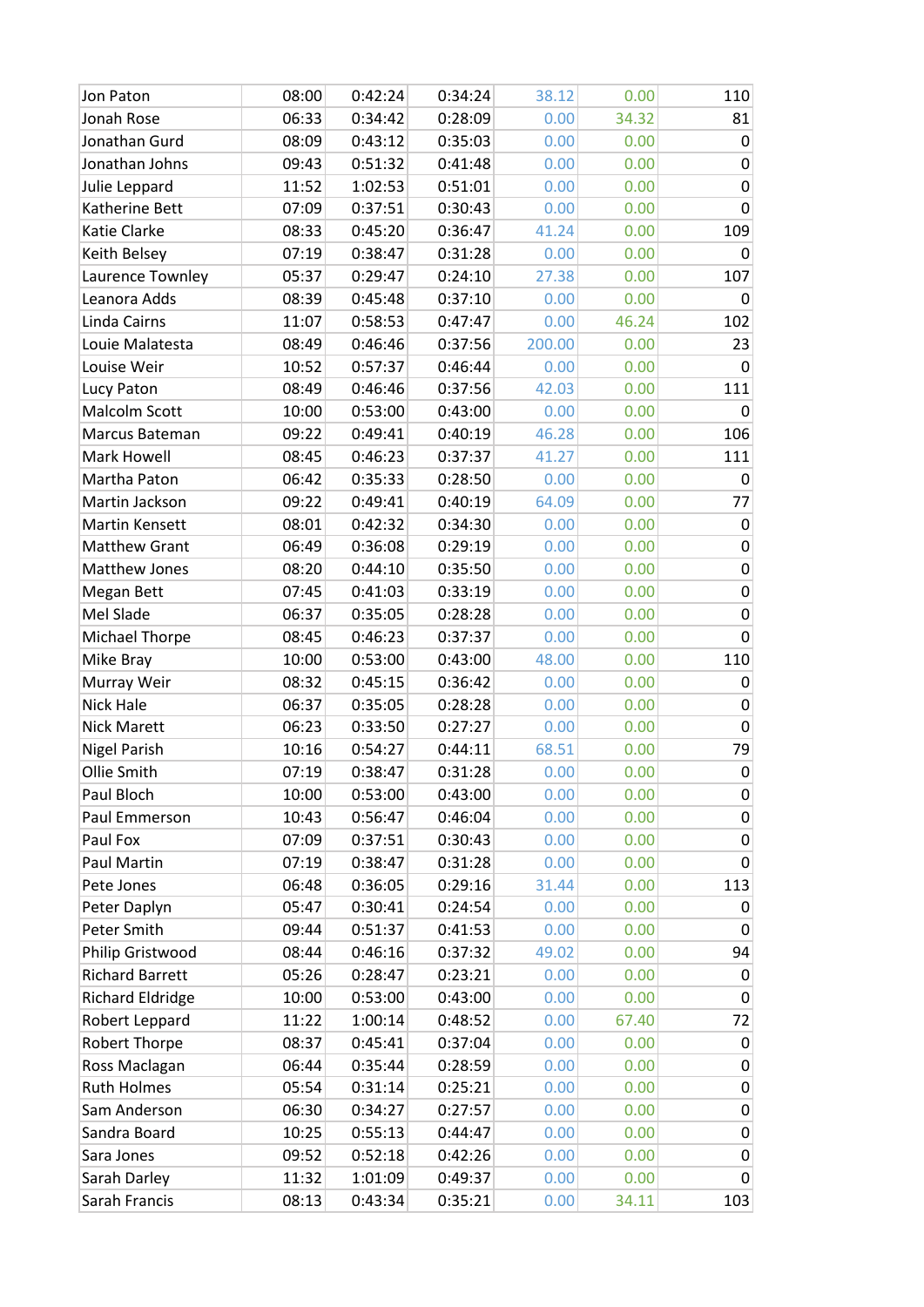| | | | | | | |
|---|---|---|---|---|---|---|
| Jon Paton | 08:00 | 0:42:24 | 0:34:24 | 38.12 | 0.00 | 110 |
| Jonah Rose | 06:33 | 0:34:42 | 0:28:09 | 0.00 | 34.32 | 81 |
| Jonathan Gurd | 08:09 | 0:43:12 | 0:35:03 | 0.00 | 0.00 | 0 |
| Jonathan Johns | 09:43 | 0:51:32 | 0:41:48 | 0.00 | 0.00 | 0 |
| Julie Leppard | 11:52 | 1:02:53 | 0:51:01 | 0.00 | 0.00 | 0 |
| Katherine Bett | 07:09 | 0:37:51 | 0:30:43 | 0.00 | 0.00 | 0 |
| Katie Clarke | 08:33 | 0:45:20 | 0:36:47 | 41.24 | 0.00 | 109 |
| Keith Belsey | 07:19 | 0:38:47 | 0:31:28 | 0.00 | 0.00 | 0 |
| Laurence Townley | 05:37 | 0:29:47 | 0:24:10 | 27.38 | 0.00 | 107 |
| Leanora Adds | 08:39 | 0:45:48 | 0:37:10 | 0.00 | 0.00 | 0 |
| Linda Cairns | 11:07 | 0:58:53 | 0:47:47 | 0.00 | 46.24 | 102 |
| Louie Malatesta | 08:49 | 0:46:46 | 0:37:56 | 200.00 | 0.00 | 23 |
| Louise Weir | 10:52 | 0:57:37 | 0:46:44 | 0.00 | 0.00 | 0 |
| Lucy Paton | 08:49 | 0:46:46 | 0:37:56 | 42.03 | 0.00 | 111 |
| Malcolm Scott | 10:00 | 0:53:00 | 0:43:00 | 0.00 | 0.00 | 0 |
| Marcus Bateman | 09:22 | 0:49:41 | 0:40:19 | 46.28 | 0.00 | 106 |
| Mark Howell | 08:45 | 0:46:23 | 0:37:37 | 41.27 | 0.00 | 111 |
| Martha Paton | 06:42 | 0:35:33 | 0:28:50 | 0.00 | 0.00 | 0 |
| Martin Jackson | 09:22 | 0:49:41 | 0:40:19 | 64.09 | 0.00 | 77 |
| Martin Kensett | 08:01 | 0:42:32 | 0:34:30 | 0.00 | 0.00 | 0 |
| Matthew Grant | 06:49 | 0:36:08 | 0:29:19 | 0.00 | 0.00 | 0 |
| Matthew Jones | 08:20 | 0:44:10 | 0:35:50 | 0.00 | 0.00 | 0 |
| Megan Bett | 07:45 | 0:41:03 | 0:33:19 | 0.00 | 0.00 | 0 |
| Mel Slade | 06:37 | 0:35:05 | 0:28:28 | 0.00 | 0.00 | 0 |
| Michael Thorpe | 08:45 | 0:46:23 | 0:37:37 | 0.00 | 0.00 | 0 |
| Mike Bray | 10:00 | 0:53:00 | 0:43:00 | 48.00 | 0.00 | 110 |
| Murray Weir | 08:32 | 0:45:15 | 0:36:42 | 0.00 | 0.00 | 0 |
| Nick Hale | 06:37 | 0:35:05 | 0:28:28 | 0.00 | 0.00 | 0 |
| Nick Marett | 06:23 | 0:33:50 | 0:27:27 | 0.00 | 0.00 | 0 |
| Nigel Parish | 10:16 | 0:54:27 | 0:44:11 | 68.51 | 0.00 | 79 |
| Ollie Smith | 07:19 | 0:38:47 | 0:31:28 | 0.00 | 0.00 | 0 |
| Paul Bloch | 10:00 | 0:53:00 | 0:43:00 | 0.00 | 0.00 | 0 |
| Paul Emmerson | 10:43 | 0:56:47 | 0:46:04 | 0.00 | 0.00 | 0 |
| Paul Fox | 07:09 | 0:37:51 | 0:30:43 | 0.00 | 0.00 | 0 |
| Paul Martin | 07:19 | 0:38:47 | 0:31:28 | 0.00 | 0.00 | 0 |
| Pete Jones | 06:48 | 0:36:05 | 0:29:16 | 31.44 | 0.00 | 113 |
| Peter Daplyn | 05:47 | 0:30:41 | 0:24:54 | 0.00 | 0.00 | 0 |
| Peter Smith | 09:44 | 0:51:37 | 0:41:53 | 0.00 | 0.00 | 0 |
| Philip Gristwood | 08:44 | 0:46:16 | 0:37:32 | 49.02 | 0.00 | 94 |
| Richard Barrett | 05:26 | 0:28:47 | 0:23:21 | 0.00 | 0.00 | 0 |
| Richard Eldridge | 10:00 | 0:53:00 | 0:43:00 | 0.00 | 0.00 | 0 |
| Robert Leppard | 11:22 | 1:00:14 | 0:48:52 | 0.00 | 67.40 | 72 |
| Robert Thorpe | 08:37 | 0:45:41 | 0:37:04 | 0.00 | 0.00 | 0 |
| Ross Maclagan | 06:44 | 0:35:44 | 0:28:59 | 0.00 | 0.00 | 0 |
| Ruth Holmes | 05:54 | 0:31:14 | 0:25:21 | 0.00 | 0.00 | 0 |
| Sam Anderson | 06:30 | 0:34:27 | 0:27:57 | 0.00 | 0.00 | 0 |
| Sandra Board | 10:25 | 0:55:13 | 0:44:47 | 0.00 | 0.00 | 0 |
| Sara Jones | 09:52 | 0:52:18 | 0:42:26 | 0.00 | 0.00 | 0 |
| Sarah Darley | 11:32 | 1:01:09 | 0:49:37 | 0.00 | 0.00 | 0 |
| Sarah Francis | 08:13 | 0:43:34 | 0:35:21 | 0.00 | 34.11 | 103 |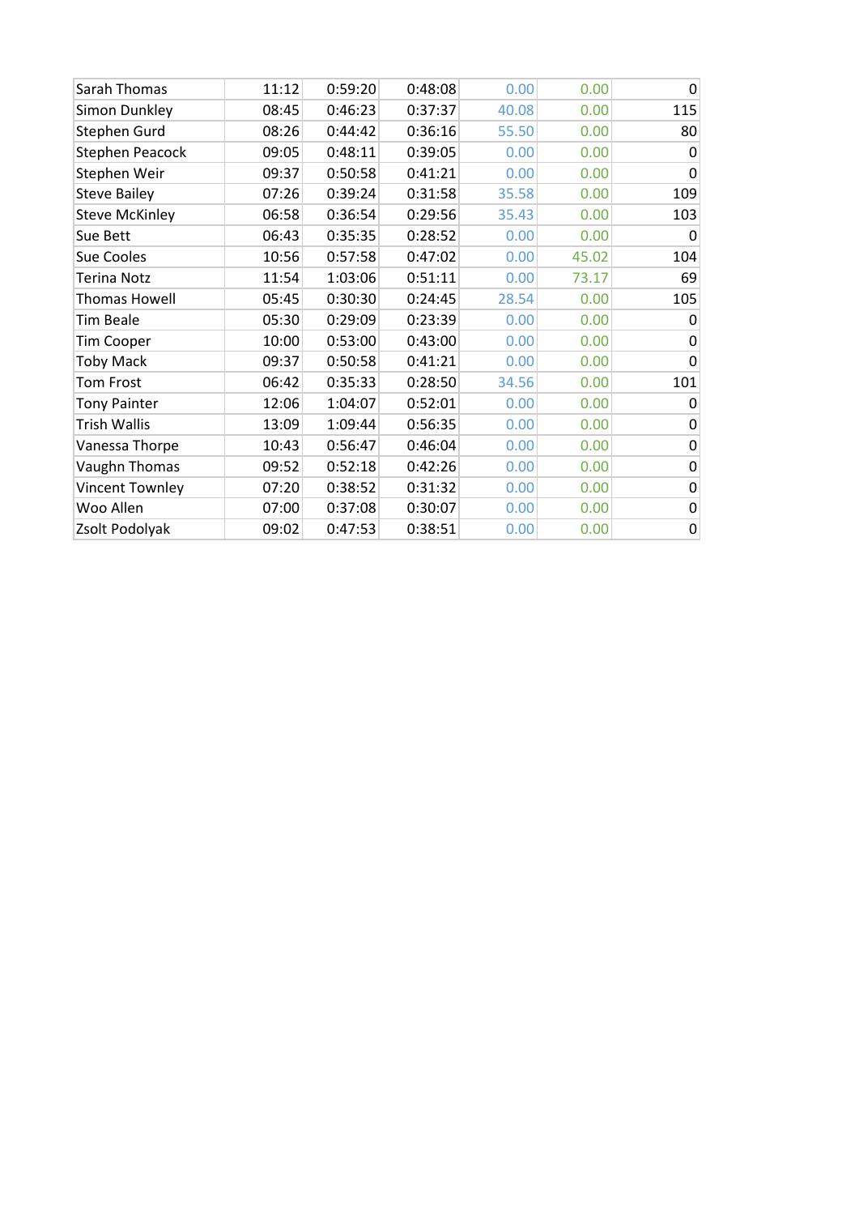| | | | | | | |
|---|---|---|---|---|---|---|
| Sarah Thomas | 11:12 | 0:59:20 | 0:48:08 | 0.00 | 0.00 | 0 |
| Simon Dunkley | 08:45 | 0:46:23 | 0:37:37 | 40.08 | 0.00 | 115 |
| Stephen Gurd | 08:26 | 0:44:42 | 0:36:16 | 55.50 | 0.00 | 80 |
| Stephen Peacock | 09:05 | 0:48:11 | 0:39:05 | 0.00 | 0.00 | 0 |
| Stephen Weir | 09:37 | 0:50:58 | 0:41:21 | 0.00 | 0.00 | 0 |
| Steve Bailey | 07:26 | 0:39:24 | 0:31:58 | 35.58 | 0.00 | 109 |
| Steve McKinley | 06:58 | 0:36:54 | 0:29:56 | 35.43 | 0.00 | 103 |
| Sue Bett | 06:43 | 0:35:35 | 0:28:52 | 0.00 | 0.00 | 0 |
| Sue Cooles | 10:56 | 0:57:58 | 0:47:02 | 0.00 | 45.02 | 104 |
| Terina Notz | 11:54 | 1:03:06 | 0:51:11 | 0.00 | 73.17 | 69 |
| Thomas Howell | 05:45 | 0:30:30 | 0:24:45 | 28.54 | 0.00 | 105 |
| Tim Beale | 05:30 | 0:29:09 | 0:23:39 | 0.00 | 0.00 | 0 |
| Tim Cooper | 10:00 | 0:53:00 | 0:43:00 | 0.00 | 0.00 | 0 |
| Toby Mack | 09:37 | 0:50:58 | 0:41:21 | 0.00 | 0.00 | 0 |
| Tom Frost | 06:42 | 0:35:33 | 0:28:50 | 34.56 | 0.00 | 101 |
| Tony Painter | 12:06 | 1:04:07 | 0:52:01 | 0.00 | 0.00 | 0 |
| Trish Wallis | 13:09 | 1:09:44 | 0:56:35 | 0.00 | 0.00 | 0 |
| Vanessa Thorpe | 10:43 | 0:56:47 | 0:46:04 | 0.00 | 0.00 | 0 |
| Vaughn Thomas | 09:52 | 0:52:18 | 0:42:26 | 0.00 | 0.00 | 0 |
| Vincent Townley | 07:20 | 0:38:52 | 0:31:32 | 0.00 | 0.00 | 0 |
| Woo Allen | 07:00 | 0:37:08 | 0:30:07 | 0.00 | 0.00 | 0 |
| Zsolt Podolyak | 09:02 | 0:47:53 | 0:38:51 | 0.00 | 0.00 | 0 |